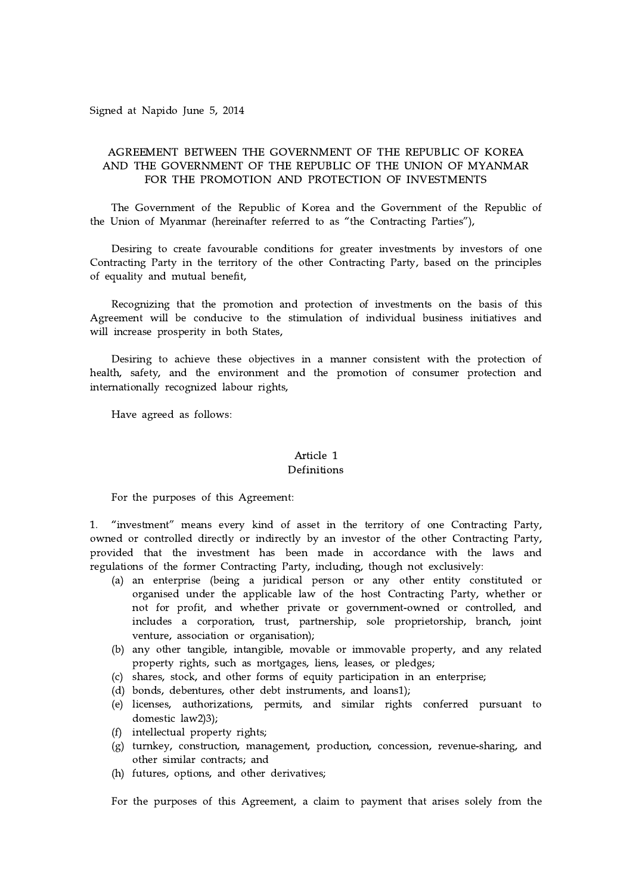Signed at Napido June 5, 2014

# AGREEMENT BETWEEN THE GOVERNMENT OF THE REPUBLIC OF KOREA AND THE GOVERNMENT OF THE REPUBLIC OF THE UNION OF MYANMAR FOR THE PROMOTION AND PROTECTION OF INVESTMENTS

The Government of the Republic of Korea and the Government of the Republic of the Union of Myanmar (hereinafter referred to as "the Contracting Parties"),

Desiring to create favourable conditions for greater investments by investors of one Contracting Party in the territory of the other Contracting Party, based on the principles of equality and mutual benefit,

Recognizing that the promotion and protection of investments on the basis of this Agreement will be conducive to the stimulation of individual business initiatives and will increase prosperity in both States,

Desiring to achieve these objectives in a manner consistent with the protection of health, safety, and the environment and the promotion of consumer protection and internationally recognized labour rights,

Have agreed as follows:

## Article 1
## Definitions

For the purposes of this Agreement:

1. "investment" means every kind of asset in the territory of one Contracting Party, owned or controlled directly or indirectly by an investor of the other Contracting Party, provided that the investment has been made in accordance with the laws and regulations of the former Contracting Party, including, though not exclusively:
   - (a) an enterprise (being a juridical person or any other entity constituted or organised under the applicable law of the host Contracting Party, whether or not for profit, and whether private or government-owned or controlled, and includes a corporation, trust, partnership, sole proprietorship, branch, joint venture, association or organisation);
   - (b) any other tangible, intangible, movable or immovable property, and any related property rights, such as mortgages, liens, leases, or pledges;
   - (c) shares, stock, and other forms of equity participation in an enterprise;
   - (d) bonds, debentures, other debt instruments, and loans[1]);
   - (e) licenses, authorizations, permits, and similar rights conferred pursuant to domestic law[2])[3]);
   - (f) intellectual property rights;
   - (g) turnkey, construction, management, production, concession, revenue-sharing, and other similar contracts; and
   - (h) futures, options, and other derivatives;

For the purposes of this Agreement, a claim to payment that arises solely from the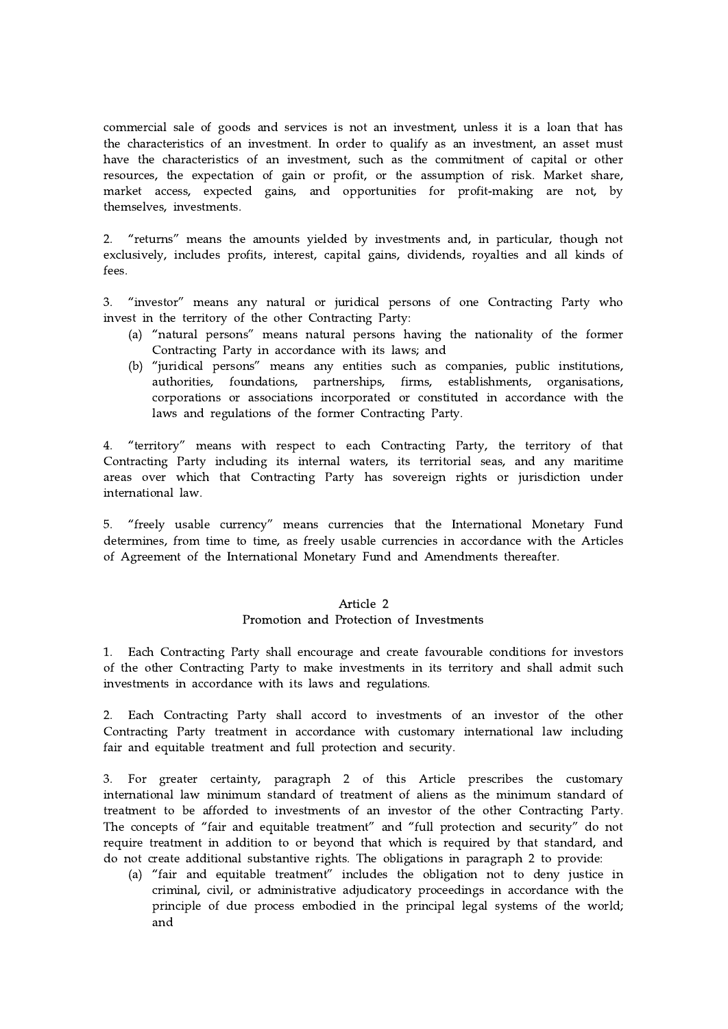commercial sale of goods and services is not an investment, unless it is a loan that has the characteristics of an investment. In order to qualify as an investment, an asset must have the characteristics of an investment, such as the commitment of capital or other resources, the expectation of gain or profit, or the assumption of risk. Market share, market access, expected gains, and opportunities for profit-making are not, by themselves, investments.

2. "returns" means the amounts yielded by investments and, in particular, though not exclusively, includes profits, interest, capital gains, dividends, royalties and all kinds of fees.

3. "investor" means any natural or juridical persons of one Contracting Party who invest in the territory of the other Contracting Party:
   (a) "natural persons" means natural persons having the nationality of the former Contracting Party in accordance with its laws; and
   (b) "juridical persons" means any entities such as companies, public institutions, authorities, foundations, partnerships, firms, establishments, organisations, corporations or associations incorporated or constituted in accordance with the laws and regulations of the former Contracting Party.

4. "territory" means with respect to each Contracting Party, the territory of that Contracting Party including its internal waters, its territorial seas, and any maritime areas over which that Contracting Party has sovereign rights or jurisdiction under international law.

5. "freely usable currency" means currencies that the International Monetary Fund determines, from time to time, as freely usable currencies in accordance with the Articles of Agreement of the International Monetary Fund and Amendments thereafter.

## Article 2
## Promotion and Protection of Investments

1. Each Contracting Party shall encourage and create favourable conditions for investors of the other Contracting Party to make investments in its territory and shall admit such investments in accordance with its laws and regulations.

2. Each Contracting Party shall accord to investments of an investor of the other Contracting Party treatment in accordance with customary international law including fair and equitable treatment and full protection and security.

3. For greater certainty, paragraph 2 of this Article prescribes the customary international law minimum standard of treatment of aliens as the minimum standard of treatment to be afforded to investments of an investor of the other Contracting Party. The concepts of "fair and equitable treatment" and "full protection and security" do not require treatment in addition to or beyond that which is required by that standard, and do not create additional substantive rights. The obligations in paragraph 2 to provide:
   (a) "fair and equitable treatment" includes the obligation not to deny justice in criminal, civil, or administrative adjudicatory proceedings in accordance with the principle of due process embodied in the principal legal systems of the world; and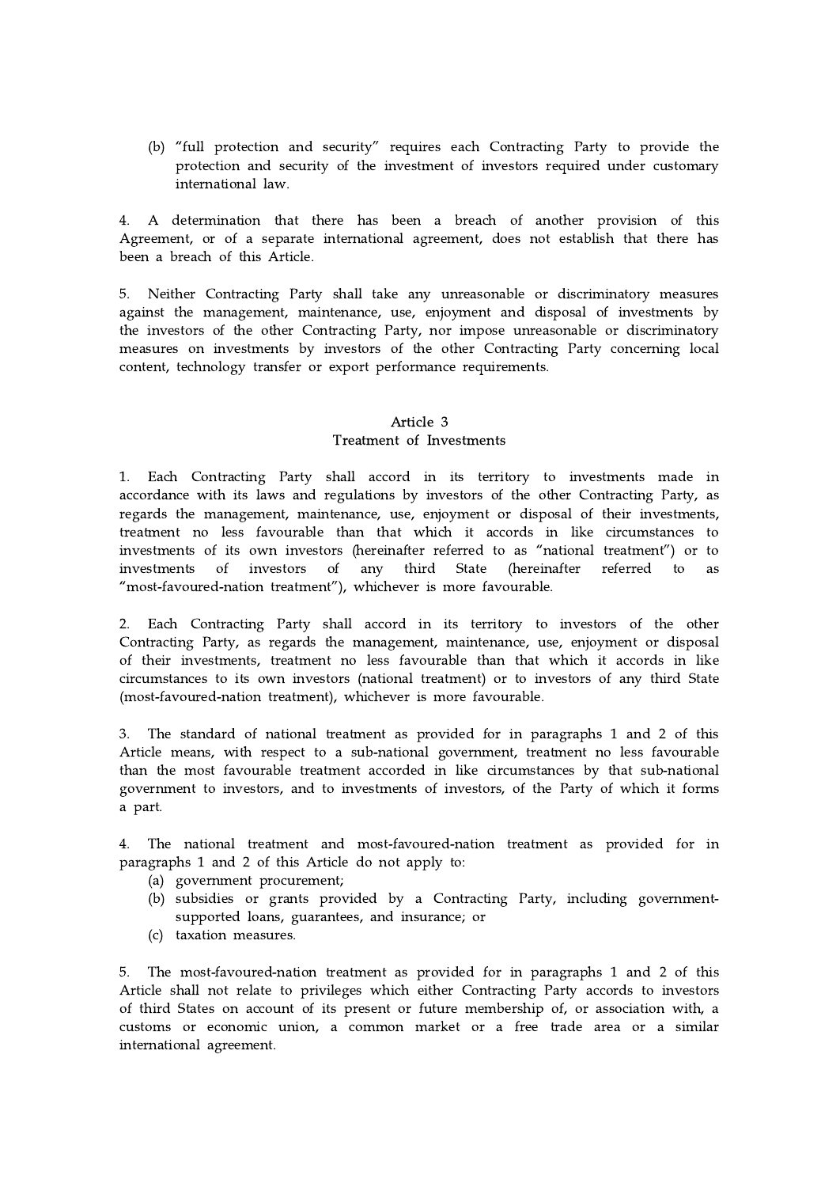(b) "full protection and security" requires each Contracting Party to provide the protection and security of the investment of investors required under customary international law.

4. A determination that there has been a breach of another provision of this Agreement, or of a separate international agreement, does not establish that there has been a breach of this Article.

5. Neither Contracting Party shall take any unreasonable or discriminatory measures against the management, maintenance, use, enjoyment and disposal of investments by the investors of the other Contracting Party, nor impose unreasonable or discriminatory measures on investments by investors of the other Contracting Party concerning local content, technology transfer or export performance requirements.

## Article 3
## Treatment of Investments

1. Each Contracting Party shall accord in its territory to investments made in accordance with its laws and regulations by investors of the other Contracting Party, as regards the management, maintenance, use, enjoyment or disposal of their investments, treatment no less favourable than that which it accords in like circumstances to investments of its own investors (hereinafter referred to as "national treatment") or to investments of investors of any third State (hereinafter referred to as "most-favoured-nation treatment"), whichever is more favourable.

2. Each Contracting Party shall accord in its territory to investors of the other Contracting Party, as regards the management, maintenance, use, enjoyment or disposal of their investments, treatment no less favourable than that which it accords in like circumstances to its own investors (national treatment) or to investors of any third State (most-favoured-nation treatment), whichever is more favourable.

3. The standard of national treatment as provided for in paragraphs 1 and 2 of this Article means, with respect to a sub-national government, treatment no less favourable than the most favourable treatment accorded in like circumstances by that sub-national government to investors, and to investments of investors, of the Party of which it forms a part.

4. The national treatment and most-favoured-nation treatment as provided for in paragraphs 1 and 2 of this Article do not apply to:
   (a) government procurement;
   (b) subsidies or grants provided by a Contracting Party, including government-supported loans, guarantees, and insurance; or
   (c) taxation measures.

5. The most-favoured-nation treatment as provided for in paragraphs 1 and 2 of this Article shall not relate to privileges which either Contracting Party accords to investors of third States on account of its present or future membership of, or association with, a customs or economic union, a common market or a free trade area or a similar international agreement.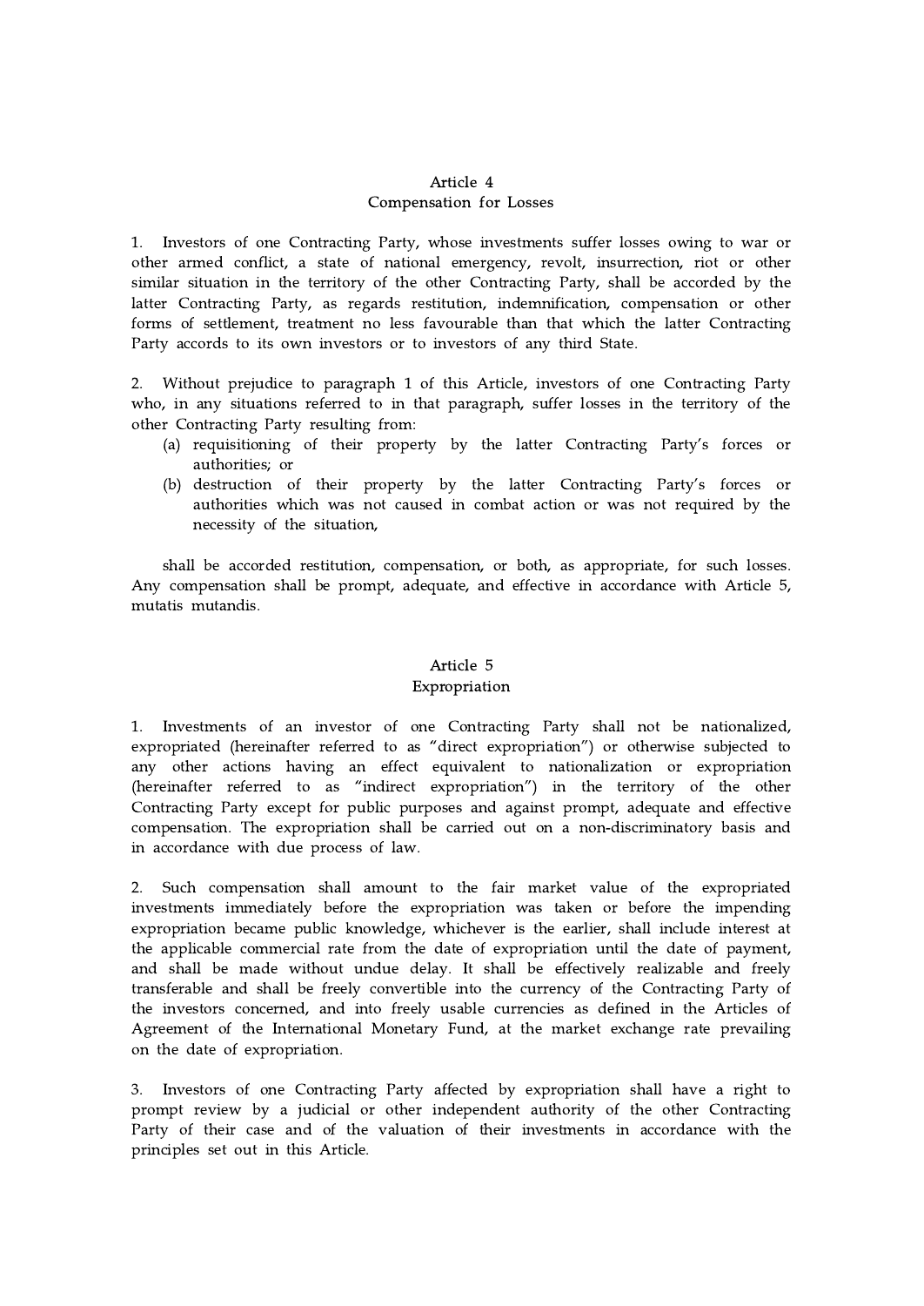## Article 4
## Compensation for Losses

1. Investors of one Contracting Party, whose investments suffer losses owing to war or other armed conflict, a state of national emergency, revolt, insurrection, riot or other similar situation in the territory of the other Contracting Party, shall be accorded by the latter Contracting Party, as regards restitution, indemnification, compensation or other forms of settlement, treatment no less favourable than that which the latter Contracting Party accords to its own investors or to investors of any third State.

2. Without prejudice to paragraph 1 of this Article, investors of one Contracting Party who, in any situations referred to in that paragraph, suffer losses in the territory of the other Contracting Party resulting from:

   (a) requisitioning of their property by the latter Contracting Party's forces or authorities; or

   (b) destruction of their property by the latter Contracting Party's forces or authorities which was not caused in combat action or was not required by the necessity of the situation,

shall be accorded restitution, compensation, or both, as appropriate, for such losses. Any compensation shall be prompt, adequate, and effective in accordance with Article 5, mutatis mutandis.

## Article 5
## Expropriation

1. Investments of an investor of one Contracting Party shall not be nationalized, expropriated (hereinafter referred to as "direct expropriation") or otherwise subjected to any other actions having an effect equivalent to nationalization or expropriation (hereinafter referred to as "indirect expropriation") in the territory of the other Contracting Party except for public purposes and against prompt, adequate and effective compensation. The expropriation shall be carried out on a non-discriminatory basis and in accordance with due process of law.

2. Such compensation shall amount to the fair market value of the expropriated investments immediately before the expropriation was taken or before the impending expropriation became public knowledge, whichever is the earlier, shall include interest at the applicable commercial rate from the date of expropriation until the date of payment, and shall be made without undue delay. It shall be effectively realizable and freely transferable and shall be freely convertible into the currency of the Contracting Party of the investors concerned, and into freely usable currencies as defined in the Articles of Agreement of the International Monetary Fund, at the market exchange rate prevailing on the date of expropriation.

3. Investors of one Contracting Party affected by expropriation shall have a right to prompt review by a judicial or other independent authority of the other Contracting Party of their case and of the valuation of their investments in accordance with the principles set out in this Article.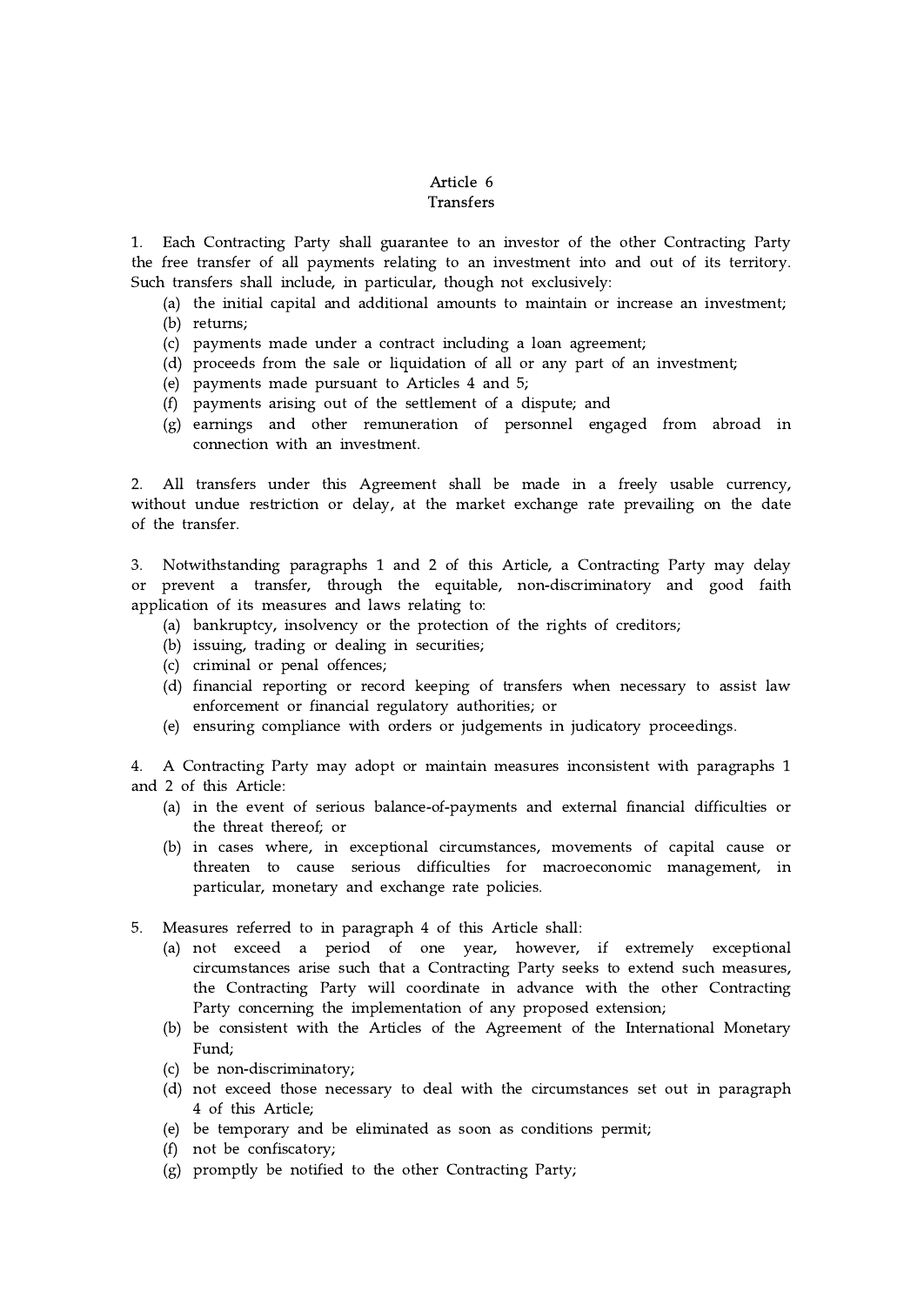# Article 6
## Transfers

1. Each Contracting Party shall guarantee to an investor of the other Contracting Party the free transfer of all payments relating to an investment into and out of its territory. Such transfers shall include, in particular, though not exclusively:
   - (a) the initial capital and additional amounts to maintain or increase an investment;
   - (b) returns;
   - (c) payments made under a contract including a loan agreement;
   - (d) proceeds from the sale or liquidation of all or any part of an investment;
   - (e) payments made pursuant to Articles 4 and 5;
   - (f) payments arising out of the settlement of a dispute; and
   - (g) earnings and other remuneration of personnel engaged from abroad in connection with an investment.

2. All transfers under this Agreement shall be made in a freely usable currency, without undue restriction or delay, at the market exchange rate prevailing on the date of the transfer.

3. Notwithstanding paragraphs 1 and 2 of this Article, a Contracting Party may delay or prevent a transfer, through the equitable, non-discriminatory and good faith application of its measures and laws relating to:
   - (a) bankruptcy, insolvency or the protection of the rights of creditors;
   - (b) issuing, trading or dealing in securities;
   - (c) criminal or penal offences;
   - (d) financial reporting or record keeping of transfers when necessary to assist law enforcement or financial regulatory authorities; or
   - (e) ensuring compliance with orders or judgements in judicatory proceedings.

4. A Contracting Party may adopt or maintain measures inconsistent with paragraphs 1 and 2 of this Article:
   - (a) in the event of serious balance-of-payments and external financial difficulties or the threat thereof; or
   - (b) in cases where, in exceptional circumstances, movements of capital cause or threaten to cause serious difficulties for macroeconomic management, in particular, monetary and exchange rate policies.

5. Measures referred to in paragraph 4 of this Article shall:
   - (a) not exceed a period of one year, however, if extremely exceptional circumstances arise such that a Contracting Party seeks to extend such measures, the Contracting Party will coordinate in advance with the other Contracting Party concerning the implementation of any proposed extension;
   - (b) be consistent with the Articles of the Agreement of the International Monetary Fund;
   - (c) be non-discriminatory;
   - (d) not exceed those necessary to deal with the circumstances set out in paragraph 4 of this Article;
   - (e) be temporary and be eliminated as soon as conditions permit;
   - (f) not be confiscatory;
   - (g) promptly be notified to the other Contracting Party;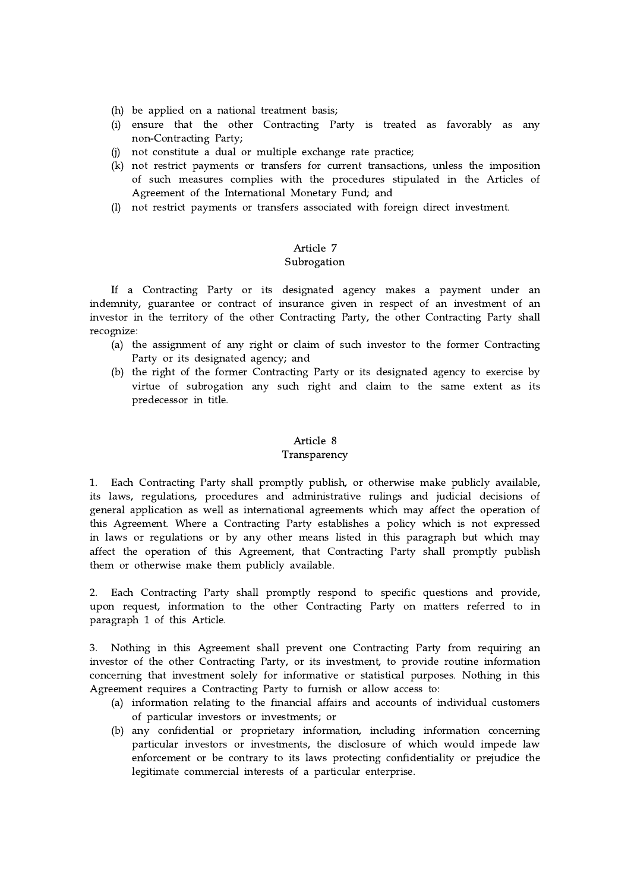(h) be applied on a national treatment basis;
(i) ensure that the other Contracting Party is treated as favorably as any non-Contracting Party;
(j) not constitute a dual or multiple exchange rate practice;
(k) not restrict payments or transfers for current transactions, unless the imposition of such measures complies with the procedures stipulated in the Articles of Agreement of the International Monetary Fund; and
(l) not restrict payments or transfers associated with foreign direct investment.

## Article 7
## Subrogation

If a Contracting Party or its designated agency makes a payment under an indemnity, guarantee or contract of insurance given in respect of an investment of an investor in the territory of the other Contracting Party, the other Contracting Party shall recognize:

(a) the assignment of any right or claim of such investor to the former Contracting Party or its designated agency; and
(b) the right of the former Contracting Party or its designated agency to exercise by virtue of subrogation any such right and claim to the same extent as its predecessor in title.

## Article 8
## Transparency

1. Each Contracting Party shall promptly publish, or otherwise make publicly available, its laws, regulations, procedures and administrative rulings and judicial decisions of general application as well as international agreements which may affect the operation of this Agreement. Where a Contracting Party establishes a policy which is not expressed in laws or regulations or by any other means listed in this paragraph but which may affect the operation of this Agreement, that Contracting Party shall promptly publish them or otherwise make them publicly available.

2. Each Contracting Party shall promptly respond to specific questions and provide, upon request, information to the other Contracting Party on matters referred to in paragraph 1 of this Article.

3. Nothing in this Agreement shall prevent one Contracting Party from requiring an investor of the other Contracting Party, or its investment, to provide routine information concerning that investment solely for informative or statistical purposes. Nothing in this Agreement requires a Contracting Party to furnish or allow access to:

(a) information relating to the financial affairs and accounts of individual customers of particular investors or investments; or
(b) any confidential or proprietary information, including information concerning particular investors or investments, the disclosure of which would impede law enforcement or be contrary to its laws protecting confidentiality or prejudice the legitimate commercial interests of a particular enterprise.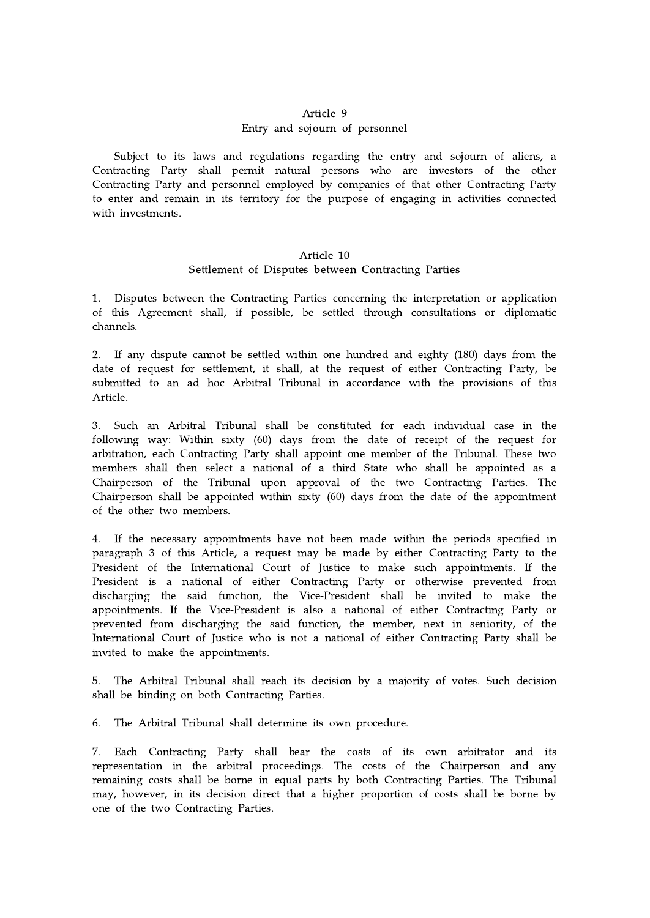### Article 9
### Entry and sojourn of personnel

Subject to its laws and regulations regarding the entry and sojourn of aliens, a Contracting Party shall permit natural persons who are investors of the other Contracting Party and personnel employed by companies of that other Contracting Party to enter and remain in its territory for the purpose of engaging in activities connected with investments.

### Article 10
### Settlement of Disputes between Contracting Parties

1. Disputes between the Contracting Parties concerning the interpretation or application of this Agreement shall, if possible, be settled through consultations or diplomatic channels.

2. If any dispute cannot be settled within one hundred and eighty (180) days from the date of request for settlement, it shall, at the request of either Contracting Party, be submitted to an ad hoc Arbitral Tribunal in accordance with the provisions of this Article.

3. Such an Arbitral Tribunal shall be constituted for each individual case in the following way: Within sixty (60) days from the date of receipt of the request for arbitration, each Contracting Party shall appoint one member of the Tribunal. These two members shall then select a national of a third State who shall be appointed as a Chairperson of the Tribunal upon approval of the two Contracting Parties. The Chairperson shall be appointed within sixty (60) days from the date of the appointment of the other two members.

4. If the necessary appointments have not been made within the periods specified in paragraph 3 of this Article, a request may be made by either Contracting Party to the President of the International Court of Justice to make such appointments. If the President is a national of either Contracting Party or otherwise prevented from discharging the said function, the Vice-President shall be invited to make the appointments. If the Vice-President is also a national of either Contracting Party or prevented from discharging the said function, the member, next in seniority, of the International Court of Justice who is not a national of either Contracting Party shall be invited to make the appointments.

5. The Arbitral Tribunal shall reach its decision by a majority of votes. Such decision shall be binding on both Contracting Parties.

6. The Arbitral Tribunal shall determine its own procedure.

7. Each Contracting Party shall bear the costs of its own arbitrator and its representation in the arbitral proceedings. The costs of the Chairperson and any remaining costs shall be borne in equal parts by both Contracting Parties. The Tribunal may, however, in its decision direct that a higher proportion of costs shall be borne by one of the two Contracting Parties.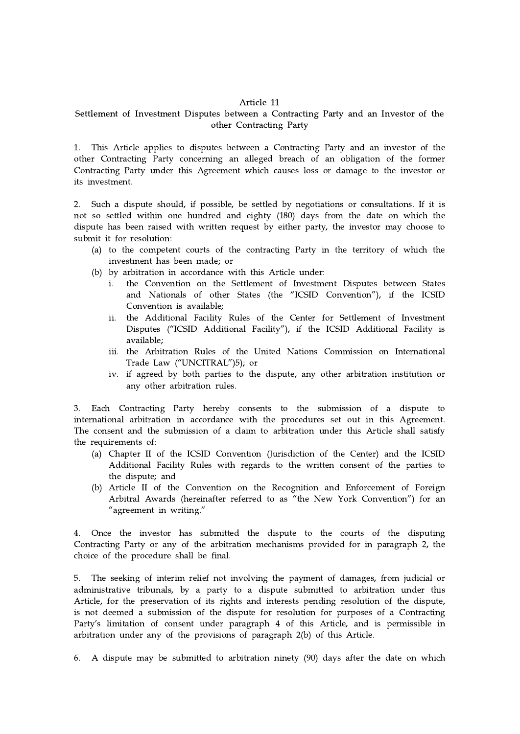### Article 11
### Settlement of Investment Disputes between a Contracting Party and an Investor of the other Contracting Party

1. This Article applies to disputes between a Contracting Party and an investor of the other Contracting Party concerning an alleged breach of an obligation of the former Contracting Party under this Agreement which causes loss or damage to the investor or its investment.

2. Such a dispute should, if possible, be settled by negotiations or consultations. If it is not so settled within one hundred and eighty (180) days from the date on which the dispute has been raised with written request by either party, the investor may choose to submit it for resolution:
   (a) to the competent courts of the contracting Party in the territory of which the investment has been made; or
   (b) by arbitration in accordance with this Article under:
      i. the Convention on the Settlement of Investment Disputes between States and Nationals of other States (the "ICSID Convention"), if the ICSID Convention is available;
      ii. the Additional Facility Rules of the Center for Settlement of Investment Disputes ("ICSID Additional Facility"), if the ICSID Additional Facility is available;
      iii. the Arbitration Rules of the United Nations Commission on International Trade Law ("UNCITRAL")5); or
      iv. if agreed by both parties to the dispute, any other arbitration institution or any other arbitration rules.

3. Each Contracting Party hereby consents to the submission of a dispute to international arbitration in accordance with the procedures set out in this Agreement. The consent and the submission of a claim to arbitration under this Article shall satisfy the requirements of:
   (a) Chapter II of the ICSID Convention (Jurisdiction of the Center) and the ICSID Additional Facility Rules with regards to the written consent of the parties to the dispute; and
   (b) Article II of the Convention on the Recognition and Enforcement of Foreign Arbitral Awards (hereinafter referred to as "the New York Convention") for an "agreement in writing."

4. Once the investor has submitted the dispute to the courts of the disputing Contracting Party or any of the arbitration mechanisms provided for in paragraph 2, the choice of the procedure shall be final.

5. The seeking of interim relief not involving the payment of damages, from judicial or administrative tribunals, by a party to a dispute submitted to arbitration under this Article, for the preservation of its rights and interests pending resolution of the dispute, is not deemed a submission of the dispute for resolution for purposes of a Contracting Party's limitation of consent under paragraph 4 of this Article, and is permissible in arbitration under any of the provisions of paragraph 2(b) of this Article.

6. A dispute may be submitted to arbitration ninety (90) days after the date on which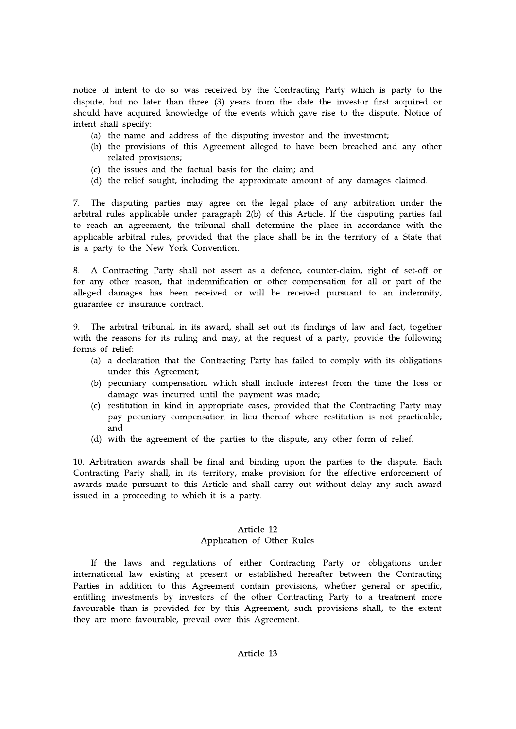notice of intent to do so was received by the Contracting Party which is party to the dispute, but no later than three (3) years from the date the investor first acquired or should have acquired knowledge of the events which gave rise to the dispute. Notice of intent shall specify:

(a) the name and address of the disputing investor and the investment;
(b) the provisions of this Agreement alleged to have been breached and any other related provisions;
(c) the issues and the factual basis for the claim; and
(d) the relief sought, including the approximate amount of any damages claimed.

7. The disputing parties may agree on the legal place of any arbitration under the arbitral rules applicable under paragraph 2(b) of this Article. If the disputing parties fail to reach an agreement, the tribunal shall determine the place in accordance with the applicable arbitral rules, provided that the place shall be in the territory of a State that is a party to the New York Convention.

8. A Contracting Party shall not assert as a defence, counter-claim, right of set-off or for any other reason, that indemnification or other compensation for all or part of the alleged damages has been received or will be received pursuant to an indemnity, guarantee or insurance contract.

9. The arbitral tribunal, in its award, shall set out its findings of law and fact, together with the reasons for its ruling and may, at the request of a party, provide the following forms of relief:

(a) a declaration that the Contracting Party has failed to comply with its obligations under this Agreement;
(b) pecuniary compensation, which shall include interest from the time the loss or damage was incurred until the payment was made;
(c) restitution in kind in appropriate cases, provided that the Contracting Party may pay pecuniary compensation in lieu thereof where restitution is not practicable; and
(d) with the agreement of the parties to the dispute, any other form of relief.

10. Arbitration awards shall be final and binding upon the parties to the dispute. Each Contracting Party shall, in its territory, make provision for the effective enforcement of awards made pursuant to this Article and shall carry out without delay any such award issued in a proceeding to which it is a party.

## Article 12
## Application of Other Rules

If the laws and regulations of either Contracting Party or obligations under international law existing at present or established hereafter between the Contracting Parties in addition to this Agreement contain provisions, whether general or specific, entitling investments by investors of the other Contracting Party to a treatment more favourable than is provided for by this Agreement, such provisions shall, to the extent they are more favourable, prevail over this Agreement.

## Article 13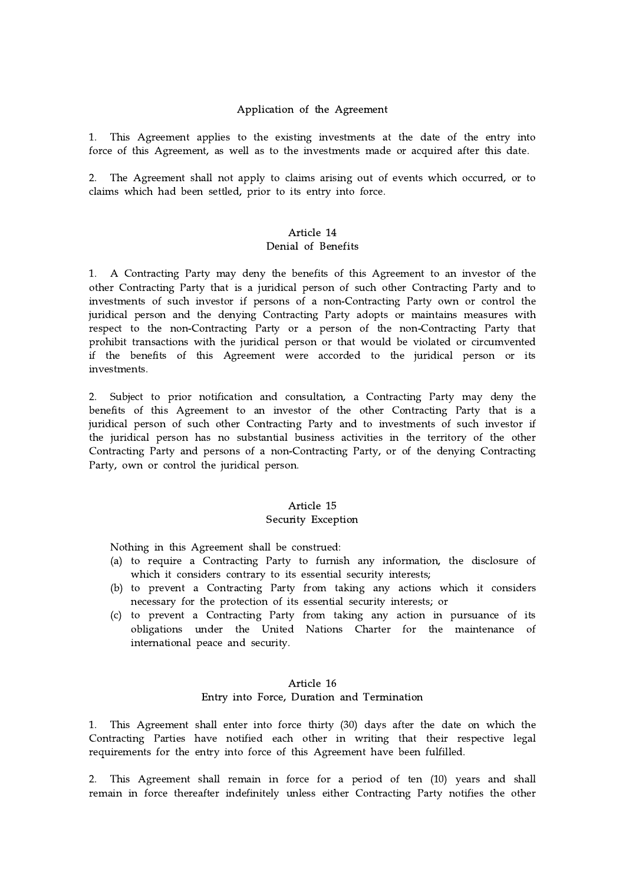### Application of the Agreement

1. This Agreement applies to the existing investments at the date of the entry into force of this Agreement, as well as to the investments made or acquired after this date.

2. The Agreement shall not apply to claims arising out of events which occurred, or to claims which had been settled, prior to its entry into force.

### Article 14
### Denial of Benefits

1. A Contracting Party may deny the benefits of this Agreement to an investor of the other Contracting Party that is a juridical person of such other Contracting Party and to investments of such investor if persons of a non-Contracting Party own or control the juridical person and the denying Contracting Party adopts or maintains measures with respect to the non-Contracting Party or a person of the non-Contracting Party that prohibit transactions with the juridical person or that would be violated or circumvented if the benefits of this Agreement were accorded to the juridical person or its investments.

2. Subject to prior notification and consultation, a Contracting Party may deny the benefits of this Agreement to an investor of the other Contracting Party that is a juridical person of such other Contracting Party and to investments of such investor if the juridical person has no substantial business activities in the territory of the other Contracting Party and persons of a non-Contracting Party, or of the denying Contracting Party, own or control the juridical person.

### Article 15
### Security Exception

Nothing in this Agreement shall be construed:

(a) to require a Contracting Party to furnish any information, the disclosure of which it considers contrary to its essential security interests;

(b) to prevent a Contracting Party from taking any actions which it considers necessary for the protection of its essential security interests; or

(c) to prevent a Contracting Party from taking any action in pursuance of its obligations under the United Nations Charter for the maintenance of international peace and security.

### Article 16
### Entry into Force, Duration and Termination

1. This Agreement shall enter into force thirty (30) days after the date on which the Contracting Parties have notified each other in writing that their respective legal requirements for the entry into force of this Agreement have been fulfilled.

2. This Agreement shall remain in force for a period of ten (10) years and shall remain in force thereafter indefinitely unless either Contracting Party notifies the other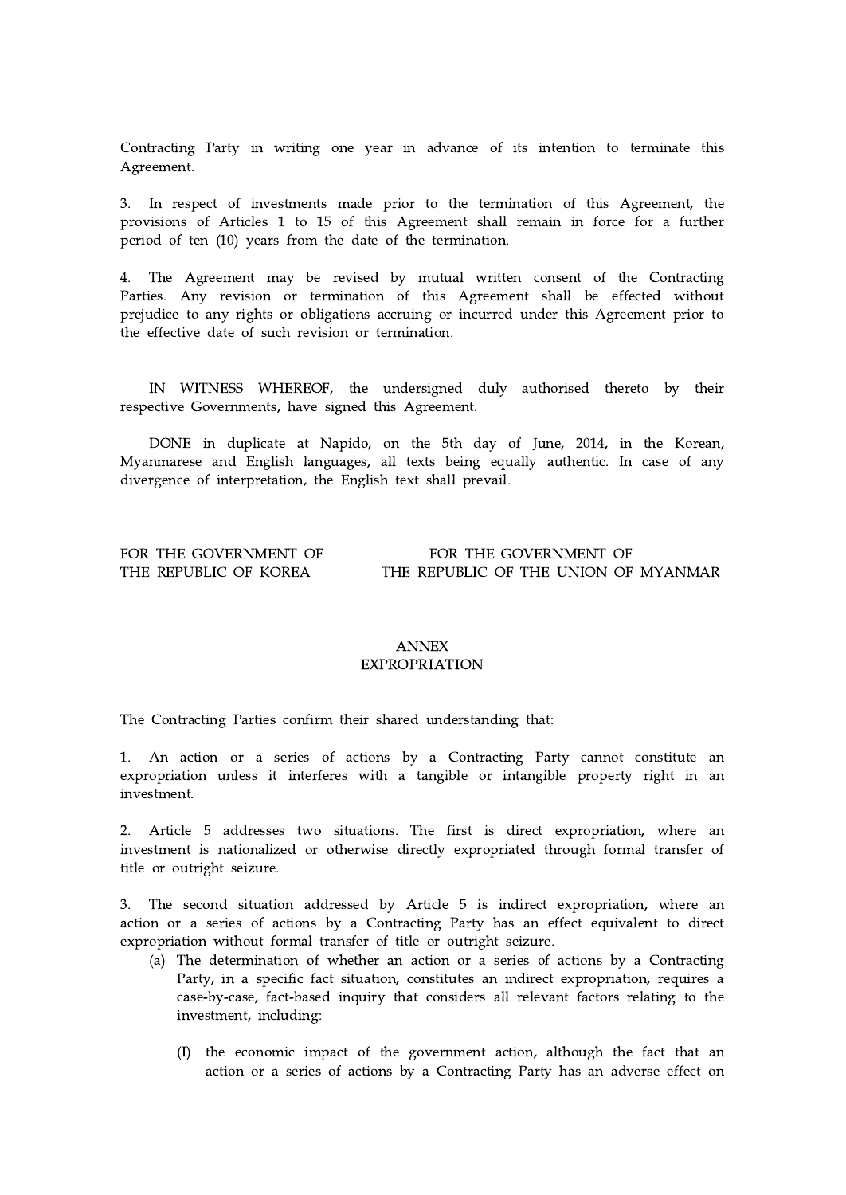Contracting Party in writing one year in advance of its intention to terminate this Agreement.

3. In respect of investments made prior to the termination of this Agreement, the provisions of Articles 1 to 15 of this Agreement shall remain in force for a further period of ten (10) years from the date of the termination.

4. The Agreement may be revised by mutual written consent of the Contracting Parties. Any revision or termination of this Agreement shall be effected without prejudice to any rights or obligations accruing or incurred under this Agreement prior to the effective date of such revision or termination.

IN WITNESS WHEREOF, the undersigned duly authorised thereto by their respective Governments, have signed this Agreement.

DONE in duplicate at Napido, on the 5th day of June, 2014, in the Korean, Myanmarese and English languages, all texts being equally authentic. In case of any divergence of interpretation, the English text shall prevail.

| FOR THE GOVERNMENT OF THE REPUBLIC OF KOREA | FOR THE GOVERNMENT OF THE REPUBLIC OF THE UNION OF MYANMAR |
|---|---|

## ANNEX
## EXPROPRIATION

The Contracting Parties confirm their shared understanding that:

1. An action or a series of actions by a Contracting Party cannot constitute an expropriation unless it interferes with a tangible or intangible property right in an investment.

2. Article 5 addresses two situations. The first is direct expropriation, where an investment is nationalized or otherwise directly expropriated through formal transfer of title or outright seizure.

3. The second situation addressed by Article 5 is indirect expropriation, where an action or a series of actions by a Contracting Party has an effect equivalent to direct expropriation without formal transfer of title or outright seizure.

   (a) The determination of whether an action or a series of actions by a Contracting Party, in a specific fact situation, constitutes an indirect expropriation, requires a case-by-case, fact-based inquiry that considers all relevant factors relating to the investment, including:

      (I) the economic impact of the government action, although the fact that an action or a series of actions by a Contracting Party has an adverse effect on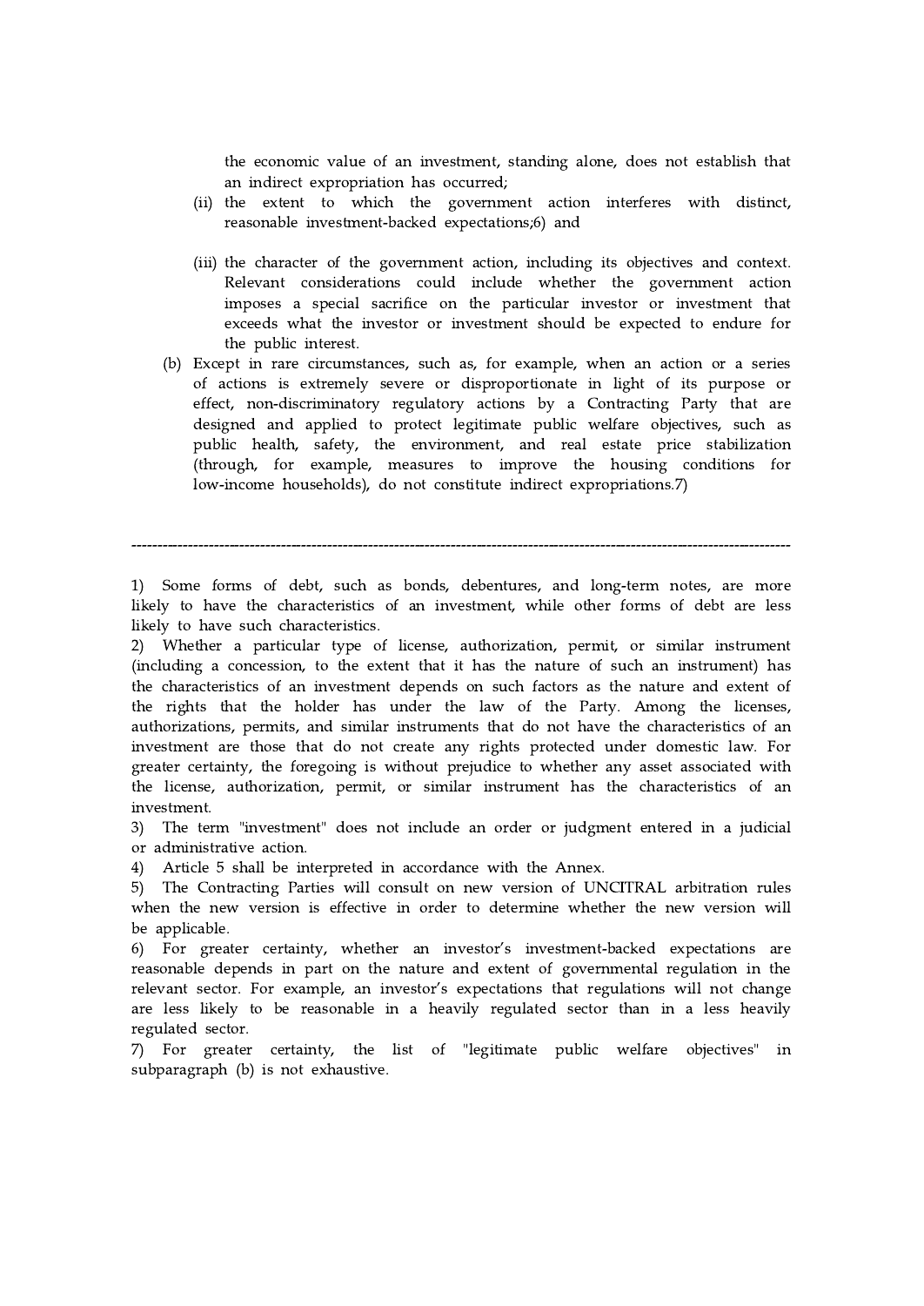the economic value of an investment, standing alone, does not establish that an indirect expropriation has occurred;

(ii) the extent to which the government action interferes with distinct, reasonable investment-backed expectations;[6] and

(iii) the character of the government action, including its objectives and context. Relevant considerations could include whether the government action imposes a special sacrifice on the particular investor or investment that exceeds what the investor or investment should be expected to endure for the public interest.

(b) Except in rare circumstances, such as, for example, when an action or a series of actions is extremely severe or disproportionate in light of its purpose or effect, non-discriminatory regulatory actions by a Contracting Party that are designed and applied to protect legitimate public welfare objectives, such as public health, safety, the environment, and real estate price stabilization (through, for example, measures to improve the housing conditions for low-income households), do not constitute indirect expropriations.[7]

---

1) Some forms of debt, such as bonds, debentures, and long-term notes, are more likely to have the characteristics of an investment, while other forms of debt are less likely to have such characteristics.

2) Whether a particular type of license, authorization, permit, or similar instrument (including a concession, to the extent that it has the nature of such an instrument) has the characteristics of an investment depends on such factors as the nature and extent of the rights that the holder has under the law of the Party. Among the licenses, authorizations, permits, and similar instruments that do not have the characteristics of an investment are those that do not create any rights protected under domestic law. For greater certainty, the foregoing is without prejudice to whether any asset associated with the license, authorization, permit, or similar instrument has the characteristics of an investment.

3) The term "investment" does not include an order or judgment entered in a judicial or administrative action.

4) Article 5 shall be interpreted in accordance with the Annex.

5) The Contracting Parties will consult on new version of UNCITRAL arbitration rules when the new version is effective in order to determine whether the new version will be applicable.

6) For greater certainty, whether an investor's investment-backed expectations are reasonable depends in part on the nature and extent of governmental regulation in the relevant sector. For example, an investor's expectations that regulations will not change are less likely to be reasonable in a heavily regulated sector than in a less heavily regulated sector.

7) For greater certainty, the list of "legitimate public welfare objectives" in subparagraph (b) is not exhaustive.